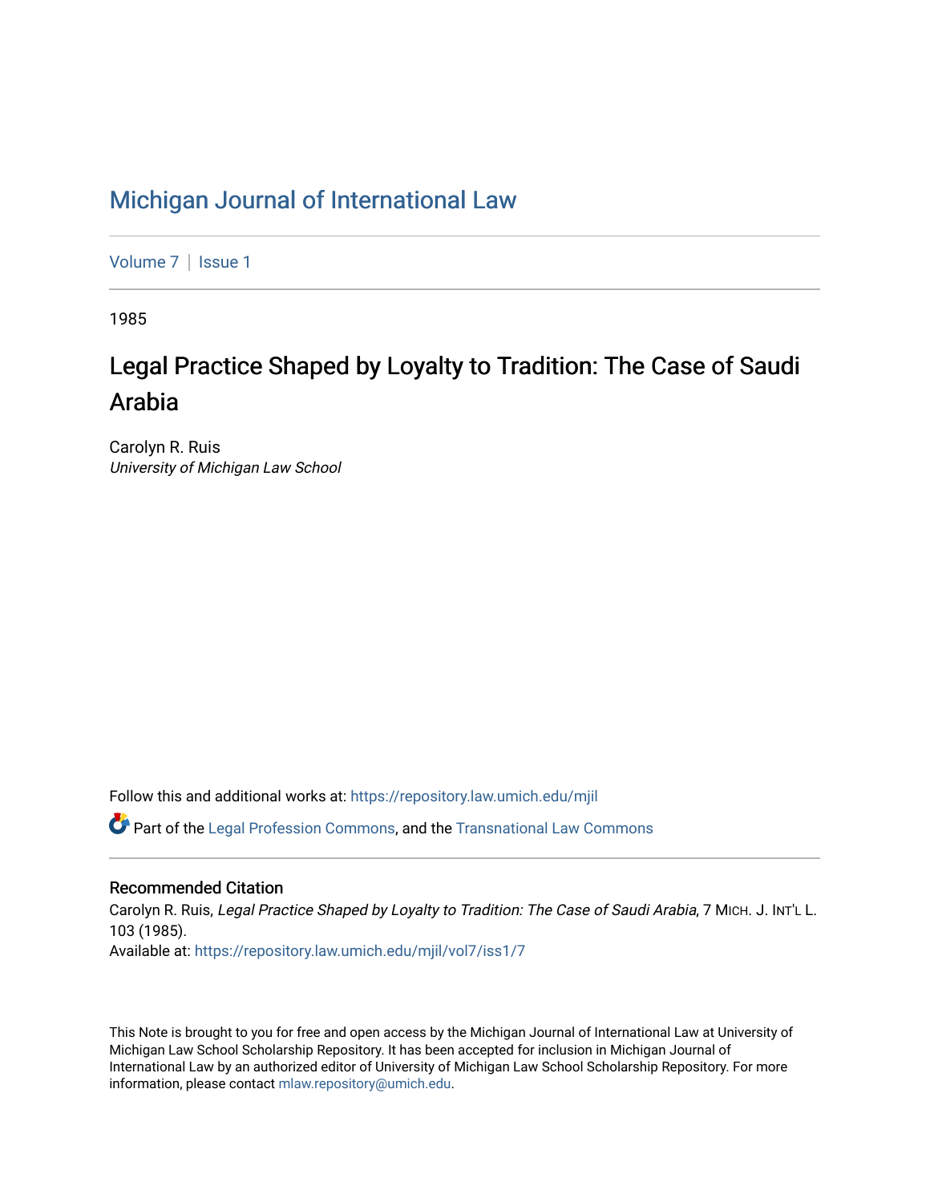# Michigan Journal of International Law

Volume 7 | Issue 1

1985

## Legal Practice Shaped by Loyalty to Tradition: The Case of Saudi Arabia

Carolyn R. Ruis
*University of Michigan Law School*

Follow this and additional works at: https://repository.law.umich.edu/mjil

Part of the Legal Profession Commons, and the Transnational Law Commons

### Recommended Citation

Carolyn R. Ruis, *Legal Practice Shaped by Loyalty to Tradition: The Case of Saudi Arabia*, 7 MICH. J. INT'L L. 103 (1985).
Available at: https://repository.law.umich.edu/mjil/vol7/iss1/7

This Note is brought to you for free and open access by the Michigan Journal of International Law at University of Michigan Law School Scholarship Repository. It has been accepted for inclusion in Michigan Journal of International Law by an authorized editor of University of Michigan Law School Scholarship Repository. For more information, please contact mlaw.repository@umich.edu.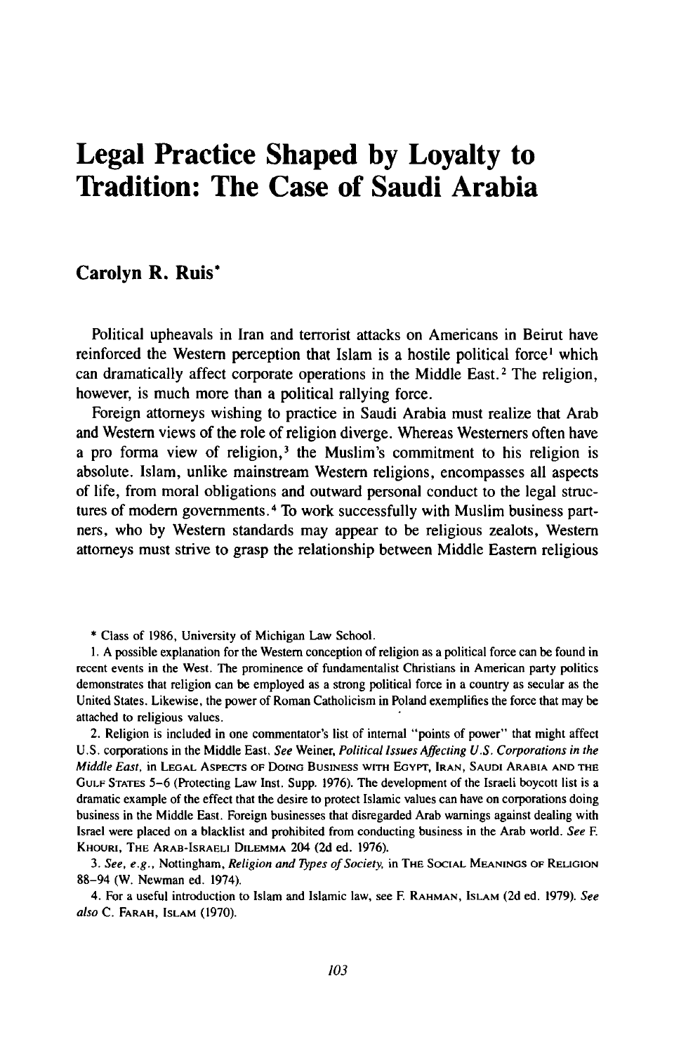# Legal Practice Shaped by Loyalty to Tradition: The Case of Saudi Arabia

**Carolyn R. Ruis***

Political upheavals in Iran and terrorist attacks on Americans in Beirut have reinforced the Western perception that Islam is a hostile political force[1] which can dramatically affect corporate operations in the Middle East.[2] The religion, however, is much more than a political rallying force.

Foreign attorneys wishing to practice in Saudi Arabia must realize that Arab and Western views of the role of religion diverge. Whereas Westerners often have a pro forma view of religion,[3] the Muslim's commitment to his religion is absolute. Islam, unlike mainstream Western religions, encompasses all aspects of life, from moral obligations and outward personal conduct to the legal structures of modern governments.[4] To work successfully with Muslim business partners, who by Western standards may appear to be religious zealots, Western attorneys must strive to grasp the relationship between Middle Eastern religious

\* Class of 1986, University of Michigan Law School.

1. A possible explanation for the Western conception of religion as a political force can be found in recent events in the West. The prominence of fundamentalist Christians in American party politics demonstrates that religion can be employed as a strong political force in a country as secular as the United States. Likewise, the power of Roman Catholicism in Poland exemplifies the force that may be attached to religious values.

2. Religion is included in one commentator's list of internal "points of power" that might affect U.S. corporations in the Middle East. *See* Weiner, *Political Issues Affecting U.S. Corporations in the Middle East*, in LEGAL ASPECTS OF DOING BUSINESS WITH EGYPT, IRAN, SAUDI ARABIA AND THE GULF STATES 5–6 (Protecting Law Inst. Supp. 1976). The development of the Israeli boycott list is a dramatic example of the effect that the desire to protect Islamic values can have on corporations doing business in the Middle East. Foreign businesses that disregarded Arab warnings against dealing with Israel were placed on a blacklist and prohibited from conducting business in the Arab world. *See* F. KHOURI, THE ARAB-ISRAELI DILEMMA 204 (2d ed. 1976).

3. *See, e.g.*, Nottingham, *Religion and Types of Society*, in THE SOCIAL MEANINGS OF RELIGION 88–94 (W. Newman ed. 1974).

4. For a useful introduction to Islam and Islamic law, see F. RAHMAN, ISLAM (2d ed. 1979). *See also* C. FARAH, ISLAM (1970).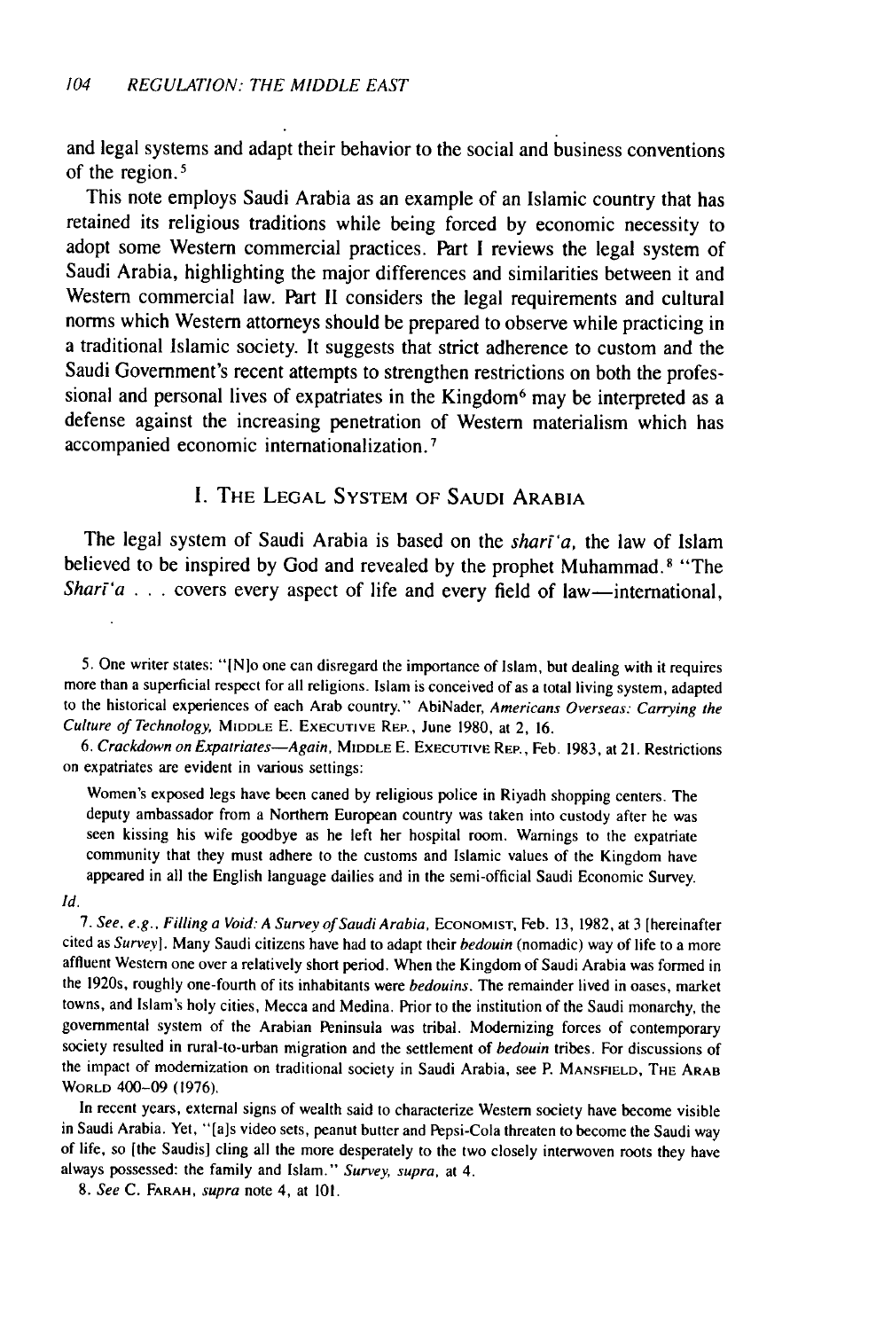and legal systems and adapt their behavior to the social and business conventions of the region.[5]

This note employs Saudi Arabia as an example of an Islamic country that has retained its religious traditions while being forced by economic necessity to adopt some Western commercial practices. Part I reviews the legal system of Saudi Arabia, highlighting the major differences and similarities between it and Western commercial law. Part II considers the legal requirements and cultural norms which Western attorneys should be prepared to observe while practicing in a traditional Islamic society. It suggests that strict adherence to custom and the Saudi Government's recent attempts to strengthen restrictions on both the professional and personal lives of expatriates in the Kingdom[6] may be interpreted as a defense against the increasing penetration of Western materialism which has accompanied economic internationalization.[7]

## I. The Legal System of Saudi Arabia

The legal system of Saudi Arabia is based on the *sharī'a*, the law of Islam believed to be inspired by God and revealed by the prophet Muhammad.[8] "The *Sharī'a* . . . covers every aspect of life and every field of law—international,

---

5. One writer states: "[N]o one can disregard the importance of Islam, but dealing with it requires more than a superficial respect for all religions. Islam is conceived of as a total living system, adapted to the historical experiences of each Arab country." AbiNader, *Americans Overseas: Carrying the Culture of Technology,* MIDDLE E. EXECUTIVE REP., June 1980, at 2, 16.

6. *Crackdown on Expatriates—Again,* MIDDLE E. EXECUTIVE REP., Feb. 1983, at 21. Restrictions on expatriates are evident in various settings:

> Women's exposed legs have been caned by religious police in Riyadh shopping centers. The deputy ambassador from a Northern European country was taken into custody after he was seen kissing his wife goodbye as he left her hospital room. Warnings to the expatriate community that they must adhere to the customs and Islamic values of the Kingdom have appeared in all the English language dailies and in the semi-official Saudi Economic Survey.

*Id.*

7. *See, e.g., Filling a Void: A Survey of Saudi Arabia,* ECONOMIST, Feb. 13, 1982, at 3 [hereinafter cited as *Survey*]. Many Saudi citizens have had to adapt their *bedouin* (nomadic) way of life to a more affluent Western one over a relatively short period. When the Kingdom of Saudi Arabia was formed in the 1920s, roughly one-fourth of its inhabitants were *bedouins.* The remainder lived in oases, market towns, and Islam's holy cities, Mecca and Medina. Prior to the institution of the Saudi monarchy, the governmental system of the Arabian Peninsula was tribal. Modernizing forces of contemporary society resulted in rural-to-urban migration and the settlement of *bedouin* tribes. For discussions of the impact of modernization on traditional society in Saudi Arabia, see P. MANSFIELD, THE ARAB WORLD 400–09 (1976).

In recent years, external signs of wealth said to characterize Western society have become visible in Saudi Arabia. Yet, "[a]s video sets, peanut butter and Pepsi-Cola threaten to become the Saudi way of life, so [the Saudis] cling all the more desperately to the two closely interwoven roots they have always possessed: the family and Islam." *Survey, supra,* at 4.

8. *See* C. FARAH, *supra* note 4, at 101.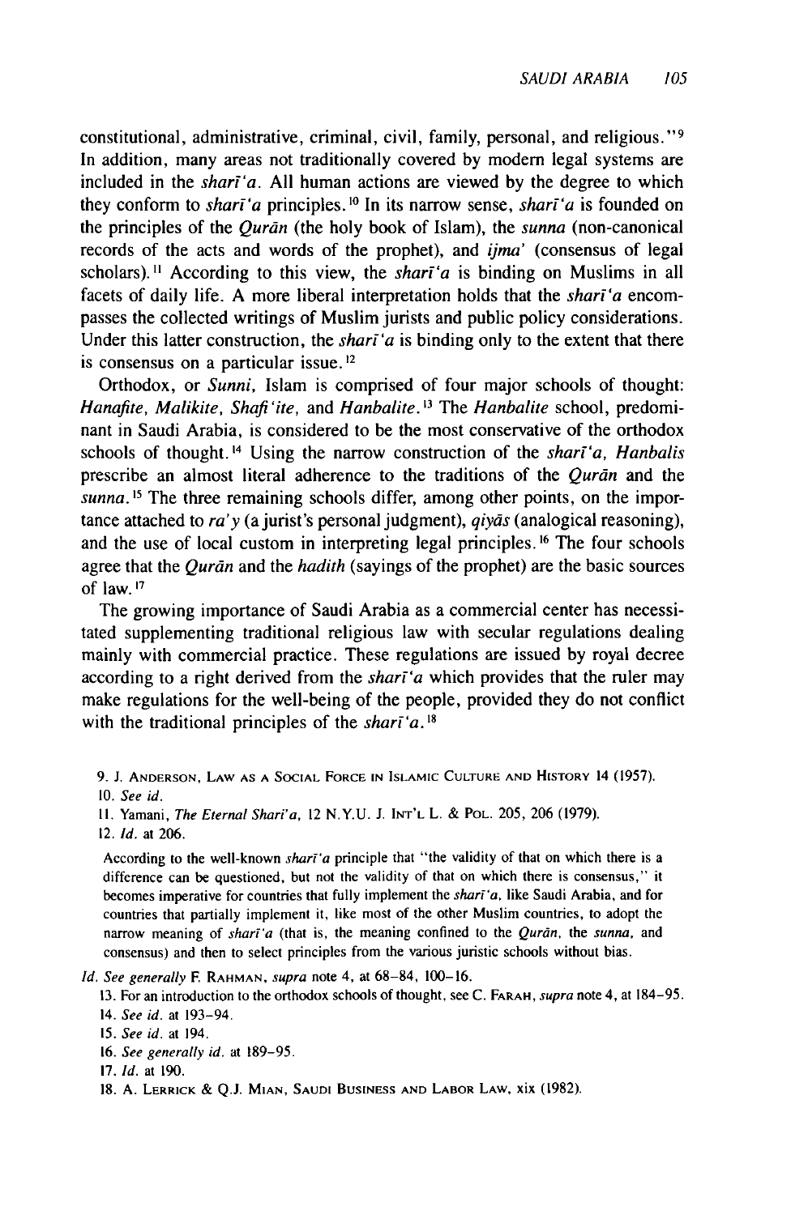constitutional, administrative, criminal, civil, family, personal, and religious."[9] In addition, many areas not traditionally covered by modern legal systems are included in the *sharī'a*. All human actions are viewed by the degree to which they conform to *sharī'a* principles.[10] In its narrow sense, *sharī'a* is founded on the principles of the *Qurān* (the holy book of Islam), the *sunna* (non-canonical records of the acts and words of the prophet), and *ijma'* (consensus of legal scholars).[11] According to this view, the *sharī'a* is binding on Muslims in all facets of daily life. A more liberal interpretation holds that the *sharī'a* encompasses the collected writings of Muslim jurists and public policy considerations. Under this latter construction, the *sharī'a* is binding only to the extent that there is consensus on a particular issue.[12]

Orthodox, or *Sunni*, Islam is comprised of four major schools of thought: *Hanafite, Malikite, Shafi'ite,* and *Hanbalite*.[13] The *Hanbalite* school, predominant in Saudi Arabia, is considered to be the most conservative of the orthodox schools of thought.[14] Using the narrow construction of the *sharī'a, Hanbalis* prescribe an almost literal adherence to the traditions of the *Qurān* and the *sunna*.[15] The three remaining schools differ, among other points, on the importance attached to *ra'y* (a jurist's personal judgment), *qiyās* (analogical reasoning), and the use of local custom in interpreting legal principles.[16] The four schools agree that the *Qurān* and the *hadith* (sayings of the prophet) are the basic sources of law.[17]

The growing importance of Saudi Arabia as a commercial center has necessitated supplementing traditional religious law with secular regulations dealing mainly with commercial practice. These regulations are issued by royal decree according to a right derived from the *sharī'a* which provides that the ruler may make regulations for the well-being of the people, provided they do not conflict with the traditional principles of the *sharī'a*.[18]

9. J. Anderson, Law as a Social Force in Islamic Culture and History 14 (1957).

10. *See id.*

11. Yamani, *The Eternal Shari'a*, 12 N.Y.U. J. Int'l L. & Pol. 205, 206 (1979).

12. *Id.* at 206.

> According to the well-known *sharī'a* principle that "the validity of that on which there is a difference can be questioned, but not the validity of that on which there is consensus," it becomes imperative for countries that fully implement the *sharī'a*, like Saudi Arabia, and for countries that partially implement it, like most of the other Muslim countries, to adopt the narrow meaning of *sharī'a* (that is, the meaning confined to the *Qurān*, the *sunna*, and consensus) and then to select principles from the various juristic schools without bias.

*Id. See generally* F. Rahman, *supra* note 4, at 68–84, 100–16.

13. For an introduction to the orthodox schools of thought, see C. Farah, *supra* note 4, at 184–95.

14. *See id.* at 193–94.

15. *See id.* at 194.

16. *See generally id.* at 189–95.

17. *Id.* at 190.

18. A. Lerrick & Q.J. Mian, Saudi Business and Labor Law, xix (1982).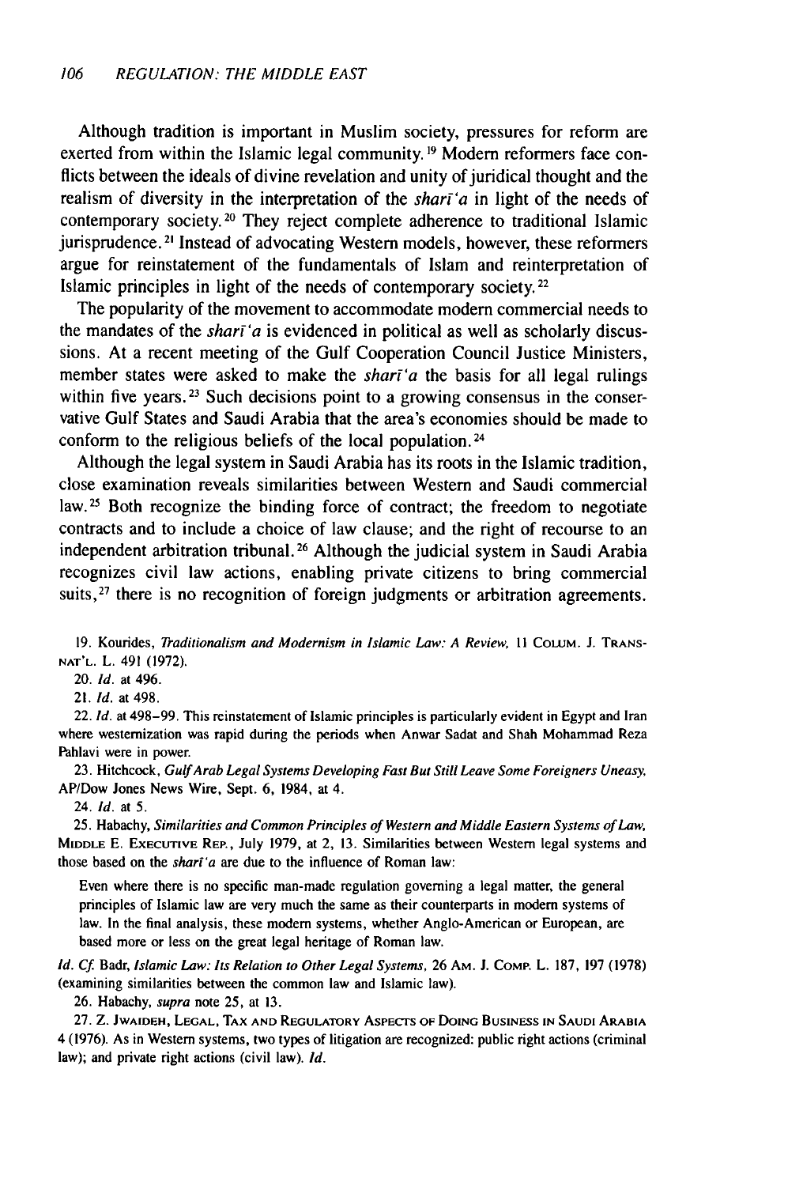Although tradition is important in Muslim society, pressures for reform are exerted from within the Islamic legal community.[19] Modern reformers face conflicts between the ideals of divine revelation and unity of juridical thought and the realism of diversity in the interpretation of the *sharī'a* in light of the needs of contemporary society.[20] They reject complete adherence to traditional Islamic jurisprudence.[21] Instead of advocating Western models, however, these reformers argue for reinstatement of the fundamentals of Islam and reinterpretation of Islamic principles in light of the needs of contemporary society.[22]

The popularity of the movement to accommodate modern commercial needs to the mandates of the *sharī'a* is evidenced in political as well as scholarly discussions. At a recent meeting of the Gulf Cooperation Council Justice Ministers, member states were asked to make the *sharī'a* the basis for all legal rulings within five years.[23] Such decisions point to a growing consensus in the conservative Gulf States and Saudi Arabia that the area's economies should be made to conform to the religious beliefs of the local population.[24]

Although the legal system in Saudi Arabia has its roots in the Islamic tradition, close examination reveals similarities between Western and Saudi commercial law.[25] Both recognize the binding force of contract; the freedom to negotiate contracts and to include a choice of law clause; and the right of recourse to an independent arbitration tribunal.[26] Although the judicial system in Saudi Arabia recognizes civil law actions, enabling private citizens to bring commercial suits,[27] there is no recognition of foreign judgments or arbitration agreements.

19. Kourides, *Traditionalism and Modernism in Islamic Law: A Review*, 11 COLUM. J. TRANSNAT'L. L. 491 (1972).

20. *Id.* at 496.

21. *Id.* at 498.

22. *Id.* at 498–99. This reinstatement of Islamic principles is particularly evident in Egypt and Iran where westernization was rapid during the periods when Anwar Sadat and Shah Mohammad Reza Pahlavi were in power.

23. Hitchcock, *Gulf Arab Legal Systems Developing Fast But Still Leave Some Foreigners Uneasy*, AP/Dow Jones News Wire, Sept. 6, 1984, at 4.

24. *Id.* at 5.

25. Habachy, *Similarities and Common Principles of Western and Middle Eastern Systems of Law*, MIDDLE E. EXECUTIVE REP., July 1979, at 2, 13. Similarities between Western legal systems and those based on the *sharī'a* are due to the influence of Roman law:

> Even where there is no specific man-made regulation governing a legal matter, the general principles of Islamic law are very much the same as their counterparts in modern systems of law. In the final analysis, these modern systems, whether Anglo-American or European, are based more or less on the great legal heritage of Roman law.

*Id. Cf.* Badr, *Islamic Law: Its Relation to Other Legal Systems*, 26 AM. J. COMP. L. 187, 197 (1978) (examining similarities between the common law and Islamic law).

26. Habachy, *supra* note 25, at 13.

27. Z. JWAIDEH, LEGAL, TAX AND REGULATORY ASPECTS OF DOING BUSINESS IN SAUDI ARABIA 4 (1976). As in Western systems, two types of litigation are recognized: public right actions (criminal law); and private right actions (civil law). *Id.*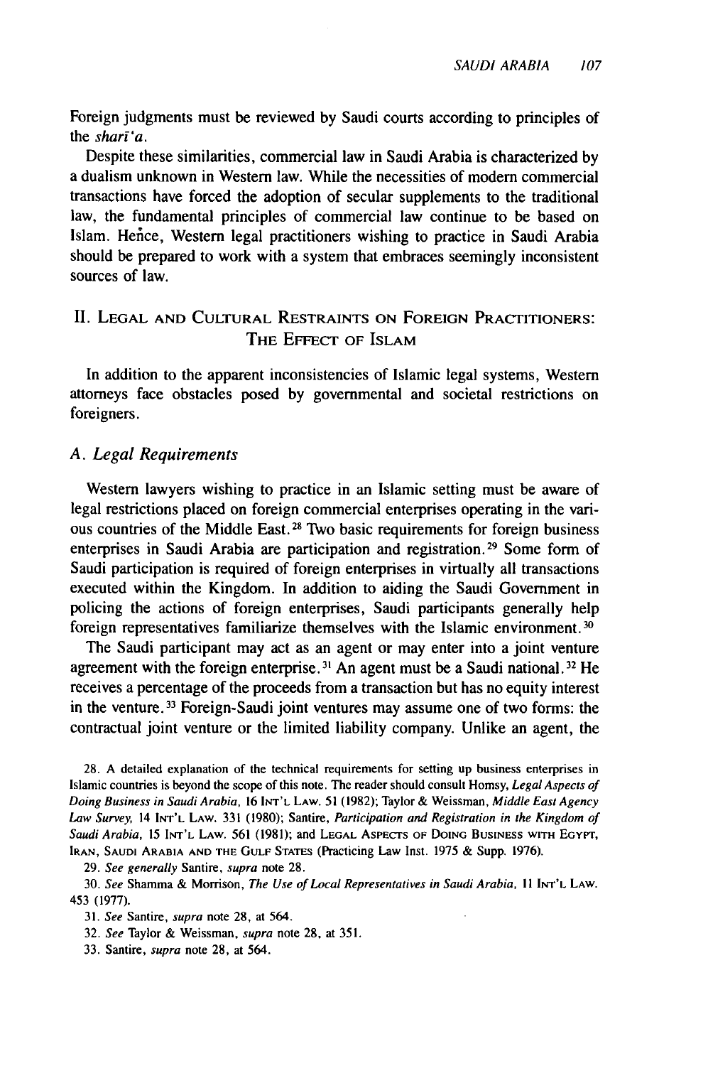Foreign judgments must be reviewed by Saudi courts according to principles of the *sharī'a*.

Despite these similarities, commercial law in Saudi Arabia is characterized by a dualism unknown in Western law. While the necessities of modern commercial transactions have forced the adoption of secular supplements to the traditional law, the fundamental principles of commercial law continue to be based on Islam. Hence, Western legal practitioners wishing to practice in Saudi Arabia should be prepared to work with a system that embraces seemingly inconsistent sources of law.

## II. Legal and Cultural Restraints on Foreign Practitioners: The Effect of Islam

In addition to the apparent inconsistencies of Islamic legal systems, Western attorneys face obstacles posed by governmental and societal restrictions on foreigners.

### A. *Legal Requirements*

Western lawyers wishing to practice in an Islamic setting must be aware of legal restrictions placed on foreign commercial enterprises operating in the various countries of the Middle East.[28] Two basic requirements for foreign business enterprises in Saudi Arabia are participation and registration.[29] Some form of Saudi participation is required of foreign enterprises in virtually all transactions executed within the Kingdom. In addition to aiding the Saudi Government in policing the actions of foreign enterprises, Saudi participants generally help foreign representatives familiarize themselves with the Islamic environment.[30]

The Saudi participant may act as an agent or may enter into a joint venture agreement with the foreign enterprise.[31] An agent must be a Saudi national.[32] He receives a percentage of the proceeds from a transaction but has no equity interest in the venture.[33] Foreign-Saudi joint ventures may assume one of two forms: the contractual joint venture or the limited liability company. Unlike an agent, the

28. A detailed explanation of the technical requirements for setting up business enterprises in Islamic countries is beyond the scope of this note. The reader should consult Homsy, *Legal Aspects of Doing Business in Saudi Arabia*, 16 Int'l Law. 51 (1982); Taylor & Weissman, *Middle East Agency Law Survey*, 14 Int'l Law. 331 (1980); Santire, *Participation and Registration in the Kingdom of Saudi Arabia*, 15 Int'l Law. 561 (1981); and Legal Aspects of Doing Business with Egypt, Iran, Saudi Arabia and the Gulf States (Practicing Law Inst. 1975 & Supp. 1976).

29. *See generally* Santire, *supra* note 28.

30. *See* Shamma & Morrison, *The Use of Local Representatives in Saudi Arabia*, 11 Int'l Law. 453 (1977).

31. *See* Santire, *supra* note 28, at 564.

32. *See* Taylor & Weissman, *supra* note 28, at 351.

33. Santire, *supra* note 28, at 564.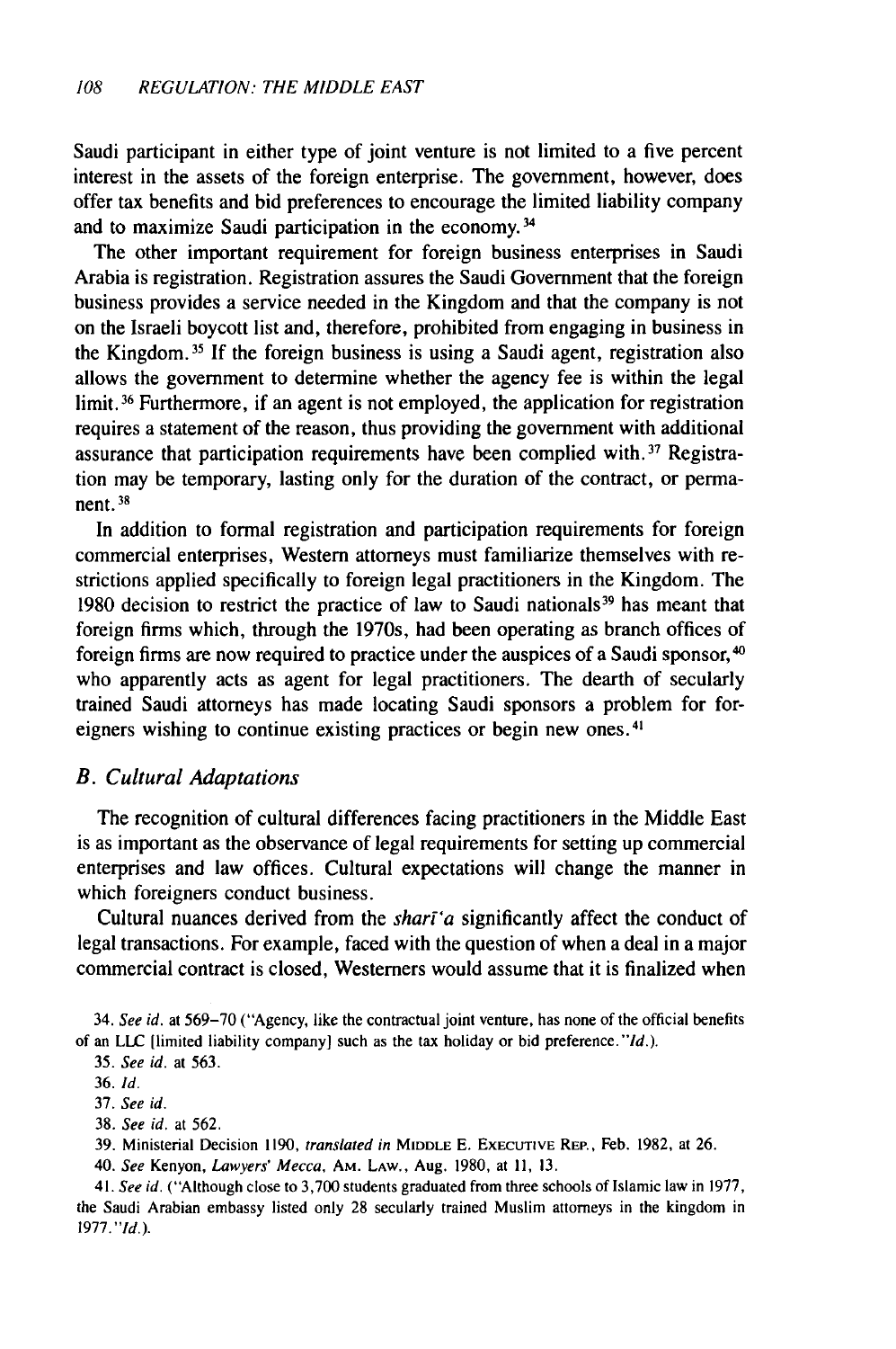Saudi participant in either type of joint venture is not limited to a five percent interest in the assets of the foreign enterprise. The government, however, does offer tax benefits and bid preferences to encourage the limited liability company and to maximize Saudi participation in the economy.[34]

The other important requirement for foreign business enterprises in Saudi Arabia is registration. Registration assures the Saudi Government that the foreign business provides a service needed in the Kingdom and that the company is not on the Israeli boycott list and, therefore, prohibited from engaging in business in the Kingdom.[35] If the foreign business is using a Saudi agent, registration also allows the government to determine whether the agency fee is within the legal limit.[36] Furthermore, if an agent is not employed, the application for registration requires a statement of the reason, thus providing the government with additional assurance that participation requirements have been complied with.[37] Registration may be temporary, lasting only for the duration of the contract, or permanent.[38]

In addition to formal registration and participation requirements for foreign commercial enterprises, Western attorneys must familiarize themselves with restrictions applied specifically to foreign legal practitioners in the Kingdom. The 1980 decision to restrict the practice of law to Saudi nationals[39] has meant that foreign firms which, through the 1970s, had been operating as branch offices of foreign firms are now required to practice under the auspices of a Saudi sponsor,[40] who apparently acts as agent for legal practitioners. The dearth of secularly trained Saudi attorneys has made locating Saudi sponsors a problem for foreigners wishing to continue existing practices or begin new ones.[41]

### *B. Cultural Adaptations*

The recognition of cultural differences facing practitioners in the Middle East is as important as the observance of legal requirements for setting up commercial enterprises and law offices. Cultural expectations will change the manner in which foreigners conduct business.

Cultural nuances derived from the *sharī'a* significantly affect the conduct of legal transactions. For example, faced with the question of when a deal in a major commercial contract is closed, Westerners would assume that it is finalized when

---

34. *See id.* at 569–70 ("Agency, like the contractual joint venture, has none of the official benefits of an LLC [limited liability company] such as the tax holiday or bid preference."*Id.*).

35. *See id.* at 563.

36. *Id.*

37. *See id.*

38. *See id.* at 562.

39. Ministerial Decision 1190, *translated in* MIDDLE E. EXECUTIVE REP., Feb. 1982, at 26.

40. *See* Kenyon, *Lawyers' Mecca*, AM. LAW., Aug. 1980, at 11, 13.

41. *See id.* ("Although close to 3,700 students graduated from three schools of Islamic law in 1977, the Saudi Arabian embassy listed only 28 secularly trained Muslim attorneys in the kingdom in 1977."*Id.*).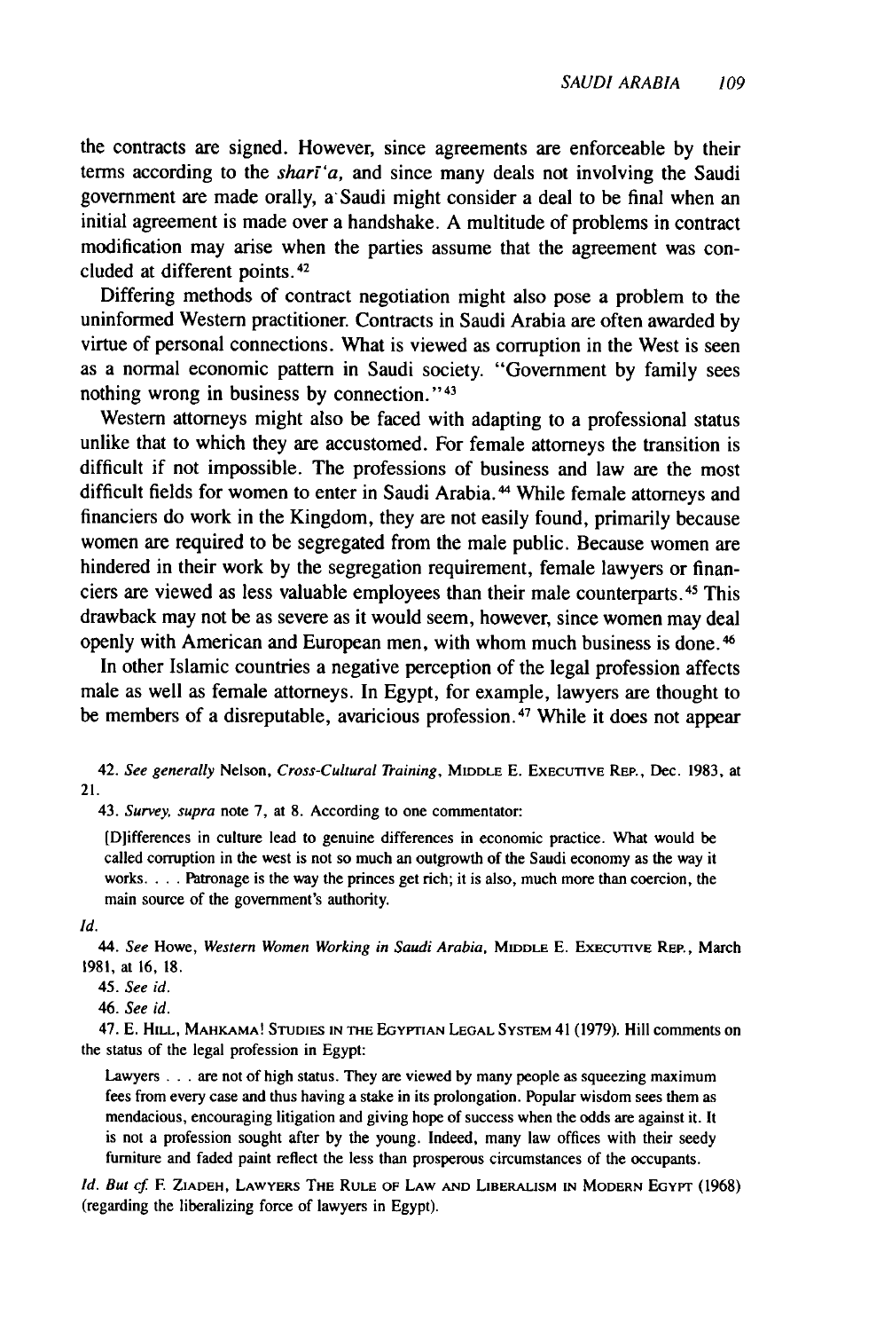the contracts are signed. However, since agreements are enforceable by their terms according to the *sharī'a*, and since many deals not involving the Saudi government are made orally, a Saudi might consider a deal to be final when an initial agreement is made over a handshake. A multitude of problems in contract modification may arise when the parties assume that the agreement was concluded at different points.[42]

Differing methods of contract negotiation might also pose a problem to the uninformed Western practitioner. Contracts in Saudi Arabia are often awarded by virtue of personal connections. What is viewed as corruption in the West is seen as a normal economic pattern in Saudi society. "Government by family sees nothing wrong in business by connection."[43]

Western attorneys might also be faced with adapting to a professional status unlike that to which they are accustomed. For female attorneys the transition is difficult if not impossible. The professions of business and law are the most difficult fields for women to enter in Saudi Arabia.[44] While female attorneys and financiers do work in the Kingdom, they are not easily found, primarily because women are required to be segregated from the male public. Because women are hindered in their work by the segregation requirement, female lawyers or financiers are viewed as less valuable employees than their male counterparts.[45] This drawback may not be as severe as it would seem, however, since women may deal openly with American and European men, with whom much business is done.[46]

In other Islamic countries a negative perception of the legal profession affects male as well as female attorneys. In Egypt, for example, lawyers are thought to be members of a disreputable, avaricious profession.[47] While it does not appear

---

42. *See generally* Nelson, *Cross-Cultural Training*, MIDDLE E. EXECUTIVE REP., Dec. 1983, at 21.

43. *Survey, supra* note 7, at 8. According to one commentator:

> [D]ifferences in culture lead to genuine differences in economic practice. What would be called corruption in the west is not so much an outgrowth of the Saudi economy as the way it works. . . . Patronage is the way the princes get rich; it is also, much more than coercion, the main source of the government's authority.

*Id.*

44. *See* Howe, *Western Women Working in Saudi Arabia*, MIDDLE E. EXECUTIVE REP., March 1981, at 16, 18.

45. *See id.*

46. *See id.*

47. E. HILL, MAHKAMA! STUDIES IN THE EGYPTIAN LEGAL SYSTEM 41 (1979). Hill comments on the status of the legal profession in Egypt:

> Lawyers . . . are not of high status. They are viewed by many people as squeezing maximum fees from every case and thus having a stake in its prolongation. Popular wisdom sees them as mendacious, encouraging litigation and giving hope of success when the odds are against it. It is not a profession sought after by the young. Indeed, many law offices with their seedy furniture and faded paint reflect the less than prosperous circumstances of the occupants.

*Id. But cf.* F. ZIADEH, LAWYERS THE RULE OF LAW AND LIBERALISM IN MODERN EGYPT (1968) (regarding the liberalizing force of lawyers in Egypt).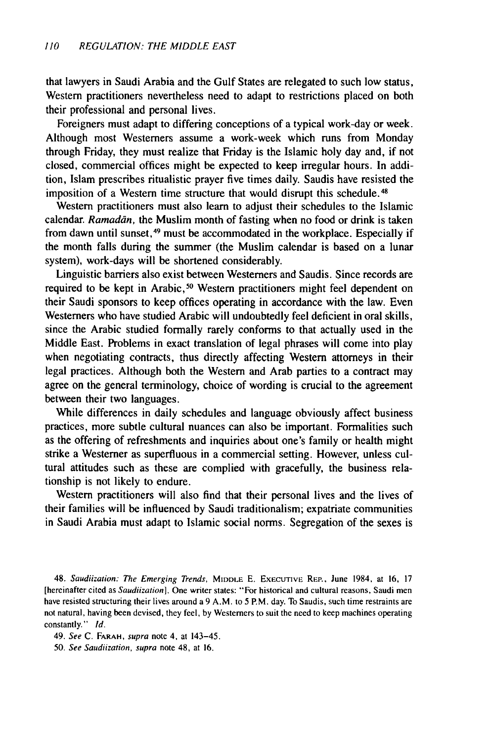that lawyers in Saudi Arabia and the Gulf States are relegated to such low status, Western practitioners nevertheless need to adapt to restrictions placed on both their professional and personal lives.

Foreigners must adapt to differing conceptions of a typical work-day or week. Although most Westerners assume a work-week which runs from Monday through Friday, they must realize that Friday is the Islamic holy day and, if not closed, commercial offices might be expected to keep irregular hours. In addition, Islam prescribes ritualistic prayer five times daily. Saudis have resisted the imposition of a Western time structure that would disrupt this schedule.[48]

Western practitioners must also learn to adjust their schedules to the Islamic calendar. *Ramadān*, the Muslim month of fasting when no food or drink is taken from dawn until sunset,[49] must be accommodated in the workplace. Especially if the month falls during the summer (the Muslim calendar is based on a lunar system), work-days will be shortened considerably.

Linguistic barriers also exist between Westerners and Saudis. Since records are required to be kept in Arabic,[50] Western practitioners might feel dependent on their Saudi sponsors to keep offices operating in accordance with the law. Even Westerners who have studied Arabic will undoubtedly feel deficient in oral skills, since the Arabic studied formally rarely conforms to that actually used in the Middle East. Problems in exact translation of legal phrases will come into play when negotiating contracts, thus directly affecting Western attorneys in their legal practices. Although both the Western and Arab parties to a contract may agree on the general terminology, choice of wording is crucial to the agreement between their two languages.

While differences in daily schedules and language obviously affect business practices, more subtle cultural nuances can also be important. Formalities such as the offering of refreshments and inquiries about one's family or health might strike a Westerner as superfluous in a commercial setting. However, unless cultural attitudes such as these are complied with gracefully, the business relationship is not likely to endure.

Western practitioners will also find that their personal lives and the lives of their families will be influenced by Saudi traditionalism; expatriate communities in Saudi Arabia must adapt to Islamic social norms. Segregation of the sexes is

---

48. *Saudiization: The Emerging Trends*, MIDDLE E. EXECUTIVE REP., June 1984, at 16, 17 [hereinafter cited as *Saudiization*]. One writer states: "For historical and cultural reasons, Saudi men have resisted structuring their lives around a 9 A.M. to 5 P.M. day. To Saudis, such time restraints are not natural, having been devised, they feel, by Westerners to suit the need to keep machines operating constantly." *Id.*

49. *See* C. FARAH, *supra* note 4, at 143–45.

50. *See Saudiization, supra* note 48, at 16.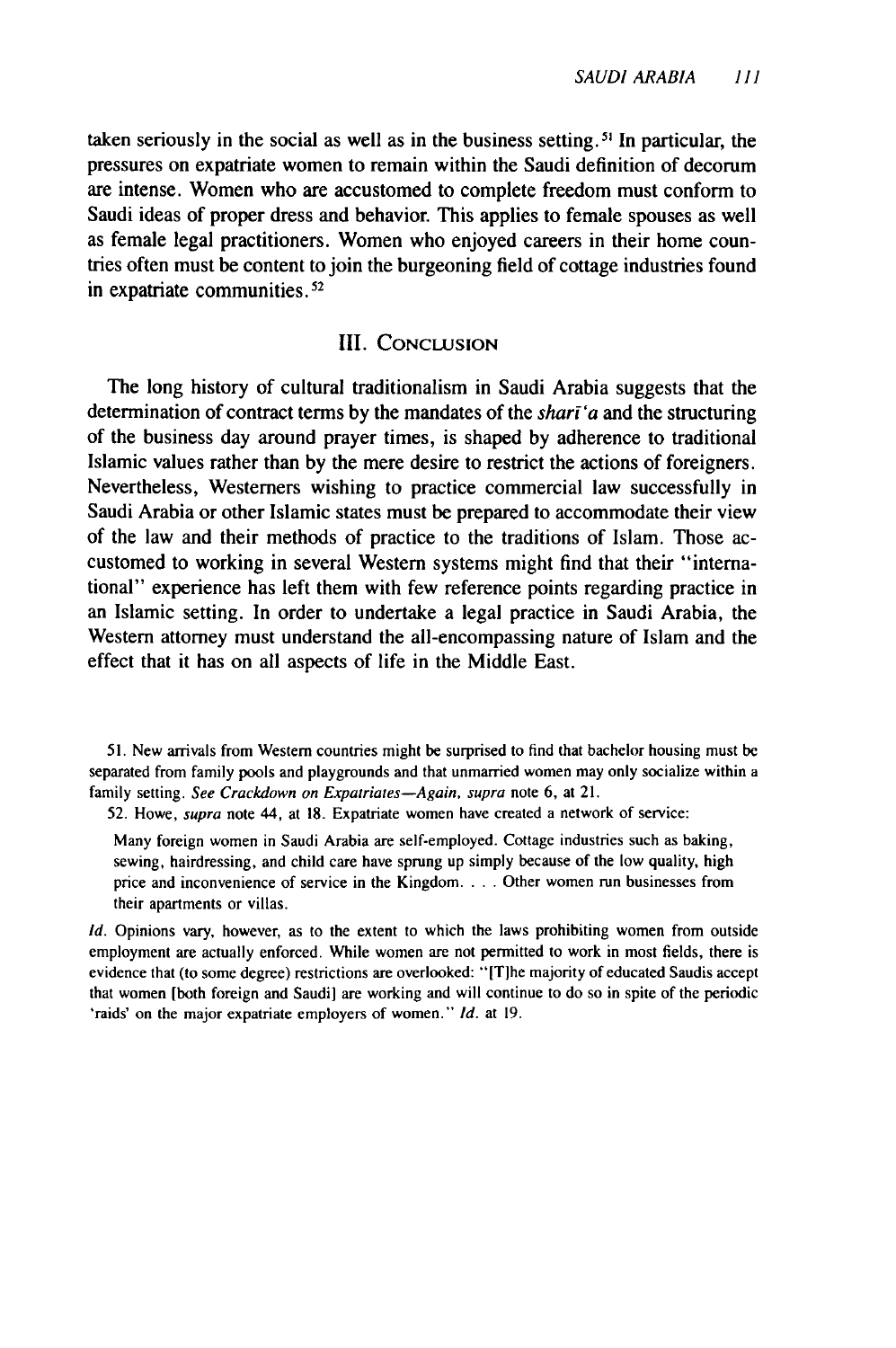taken seriously in the social as well as in the business setting.[51] In particular, the pressures on expatriate women to remain within the Saudi definition of decorum are intense. Women who are accustomed to complete freedom must conform to Saudi ideas of proper dress and behavior. This applies to female spouses as well as female legal practitioners. Women who enjoyed careers in their home countries often must be content to join the burgeoning field of cottage industries found in expatriate communities.[52]

## III. Conclusion

The long history of cultural traditionalism in Saudi Arabia suggests that the determination of contract terms by the mandates of the *sharī'a* and the structuring of the business day around prayer times, is shaped by adherence to traditional Islamic values rather than by the mere desire to restrict the actions of foreigners. Nevertheless, Westerners wishing to practice commercial law successfully in Saudi Arabia or other Islamic states must be prepared to accommodate their view of the law and their methods of practice to the traditions of Islam. Those accustomed to working in several Western systems might find that their "international" experience has left them with few reference points regarding practice in an Islamic setting. In order to undertake a legal practice in Saudi Arabia, the Western attorney must understand the all-encompassing nature of Islam and the effect that it has on all aspects of life in the Middle East.

---

51. New arrivals from Western countries might be surprised to find that bachelor housing must be separated from family pools and playgrounds and that unmarried women may only socialize within a family setting. *See Crackdown on Expatriates—Again, supra* note 6, at 21.

52. Howe, *supra* note 44, at 18. Expatriate women have created a network of service:

> Many foreign women in Saudi Arabia are self-employed. Cottage industries such as baking, sewing, hairdressing, and child care have sprung up simply because of the low quality, high price and inconvenience of service in the Kingdom. . . . Other women run businesses from their apartments or villas.

*Id.* Opinions vary, however, as to the extent to which the laws prohibiting women from outside employment are actually enforced. While women are not permitted to work in most fields, there is evidence that (to some degree) restrictions are overlooked: "[T]he majority of educated Saudis accept that women [both foreign and Saudi] are working and will continue to do so in spite of the periodic 'raids' on the major expatriate employers of women." *Id.* at 19.